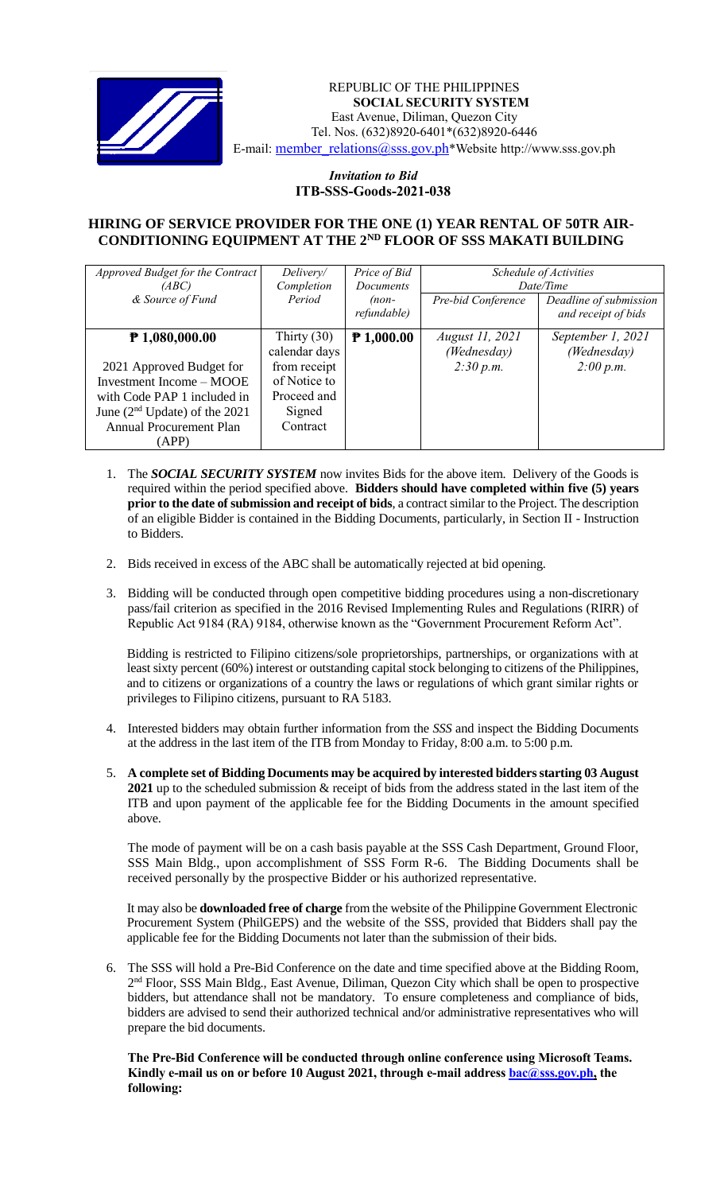REPUBLIC OF THE PHILIPPINES
**SOCIAL SECURITY SYSTEM**
East Avenue, Diliman, Quezon City
Tel. Nos. (632)8920-6401*(632)8920-6446
E-mail: member_relations@sss.gov.ph*Website http://www.sss.gov.ph

*Invitation to Bid*
**ITB-SSS-Goods-2021-038**

## HIRING OF SERVICE PROVIDER FOR THE ONE (1) YEAR RENTAL OF 50TR AIR-CONDITIONING EQUIPMENT AT THE 2ND FLOOR OF SSS MAKATI BUILDING

| *Approved Budget for the Contract (ABC) & Source of Fund* | *Delivery/ Completion Period* | *Price of Bid Documents (non-refundable)* | *Schedule of Activities Date/Time* | |
|---|---|---|---|---|
| | | | *Pre-bid Conference* | *Deadline of submission and receipt of bids* |
| **₱ 1,080,000.00**<br><br>2021 Approved Budget for Investment Income – MOOE with Code PAP 1 included in June (2nd Update) of the 2021 Annual Procurement Plan (APP) | Thirty (30) calendar days from receipt of Notice to Proceed and Signed Contract | **₱ 1,000.00** | *August 11, 2021 (Wednesday) 2:30 p.m.* | *September 1, 2021 (Wednesday) 2:00 p.m.* |

1. The ***SOCIAL SECURITY SYSTEM*** now invites Bids for the above item. Delivery of the Goods is required within the period specified above. **Bidders should have completed within five (5) years prior to the date of submission and receipt of bids**, a contract similar to the Project. The description of an eligible Bidder is contained in the Bidding Documents, particularly, in Section II - Instruction to Bidders.

2. Bids received in excess of the ABC shall be automatically rejected at bid opening.

3. Bidding will be conducted through open competitive bidding procedures using a non-discretionary pass/fail criterion as specified in the 2016 Revised Implementing Rules and Regulations (RIRR) of Republic Act 9184 (RA) 9184, otherwise known as the "Government Procurement Reform Act".

   Bidding is restricted to Filipino citizens/sole proprietorships, partnerships, or organizations with at least sixty percent (60%) interest or outstanding capital stock belonging to citizens of the Philippines, and to citizens or organizations of a country the laws or regulations of which grant similar rights or privileges to Filipino citizens, pursuant to RA 5183.

4. Interested bidders may obtain further information from the *SSS* and inspect the Bidding Documents at the address in the last item of the ITB from Monday to Friday, 8:00 a.m. to 5:00 p.m.

5. **A complete set of Bidding Documents may be acquired by interested bidders starting 03 August 2021** up to the scheduled submission & receipt of bids from the address stated in the last item of the ITB and upon payment of the applicable fee for the Bidding Documents in the amount specified above.

   The mode of payment will be on a cash basis payable at the SSS Cash Department, Ground Floor, SSS Main Bldg., upon accomplishment of SSS Form R-6. The Bidding Documents shall be received personally by the prospective Bidder or his authorized representative.

   It may also be **downloaded free of charge** from the website of the Philippine Government Electronic Procurement System (PhilGEPS) and the website of the SSS, provided that Bidders shall pay the applicable fee for the Bidding Documents not later than the submission of their bids.

6. The SSS will hold a Pre-Bid Conference on the date and time specified above at the Bidding Room, 2nd Floor, SSS Main Bldg., East Avenue, Diliman, Quezon City which shall be open to prospective bidders, but attendance shall not be mandatory. To ensure completeness and compliance of bids, bidders are advised to send their authorized technical and/or administrative representatives who will prepare the bid documents.

   **The Pre-Bid Conference will be conducted through online conference using Microsoft Teams. Kindly e-mail us on or before 10 August 2021, through e-mail address bac@sss.gov.ph, the following:**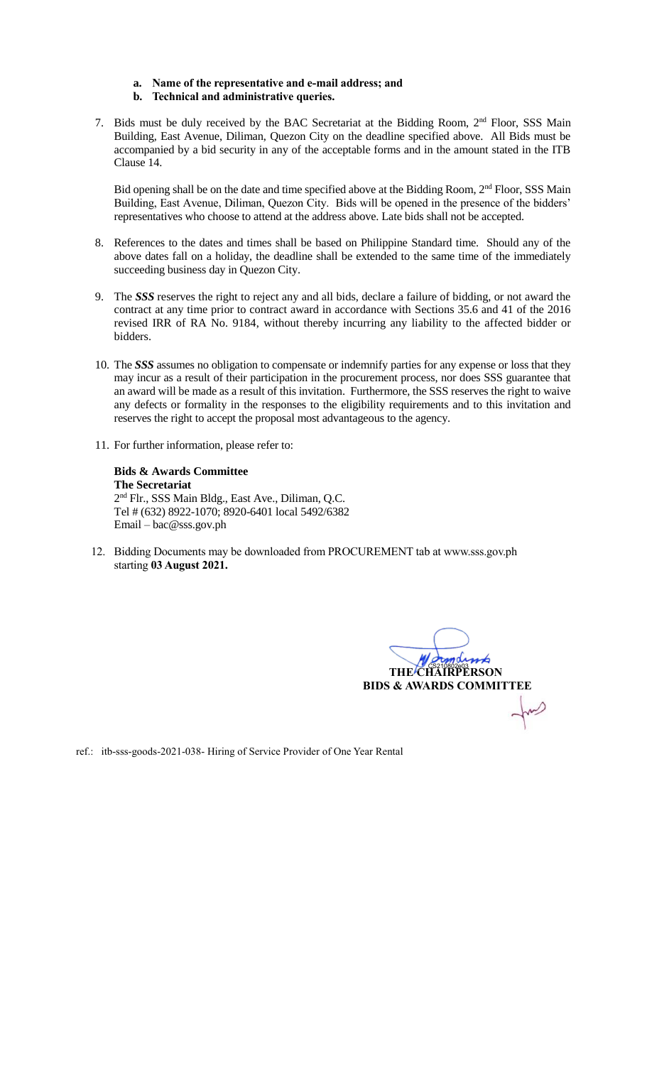**a. Name of the representative and e-mail address; and**

   **b. Technical and administrative queries.**

7. Bids must be duly received by the BAC Secretariat at the Bidding Room, 2nd Floor, SSS Main Building, East Avenue, Diliman, Quezon City on the deadline specified above. All Bids must be accompanied by a bid security in any of the acceptable forms and in the amount stated in the ITB Clause 14.

   Bid opening shall be on the date and time specified above at the Bidding Room, 2nd Floor, SSS Main Building, East Avenue, Diliman, Quezon City. Bids will be opened in the presence of the bidders' representatives who choose to attend at the address above. Late bids shall not be accepted.

8. References to the dates and times shall be based on Philippine Standard time. Should any of the above dates fall on a holiday, the deadline shall be extended to the same time of the immediately succeeding business day in Quezon City.

9. The ***SSS*** reserves the right to reject any and all bids, declare a failure of bidding, or not award the contract at any time prior to contract award in accordance with Sections 35.6 and 41 of the 2016 revised IRR of RA No. 9184, without thereby incurring any liability to the affected bidder or bidders.

10. The ***SSS*** assumes no obligation to compensate or indemnify parties for any expense or loss that they may incur as a result of their participation in the procurement process, nor does SSS guarantee that an award will be made as a result of this invitation. Furthermore, the SSS reserves the right to waive any defects or formality in the responses to the eligibility requirements and to this invitation and reserves the right to accept the proposal most advantageous to the agency.

11. For further information, please refer to:

    **Bids & Awards Committee**
    **The Secretariat**
    2nd Flr., SSS Main Bldg., East Ave., Diliman, Q.C.
    Tel # (632) 8922-1070; 8920-6401 local 5492/6382
    Email – bac@sss.gov.ph

12. Bidding Documents may be downloaded from PROCUREMENT tab at www.sss.gov.ph starting **03 August 2021.**

**THE CHAIRPERSON**
**BIDS & AWARDS COMMITTEE**

ref.: itb-sss-goods-2021-038- Hiring of Service Provider of One Year Rental